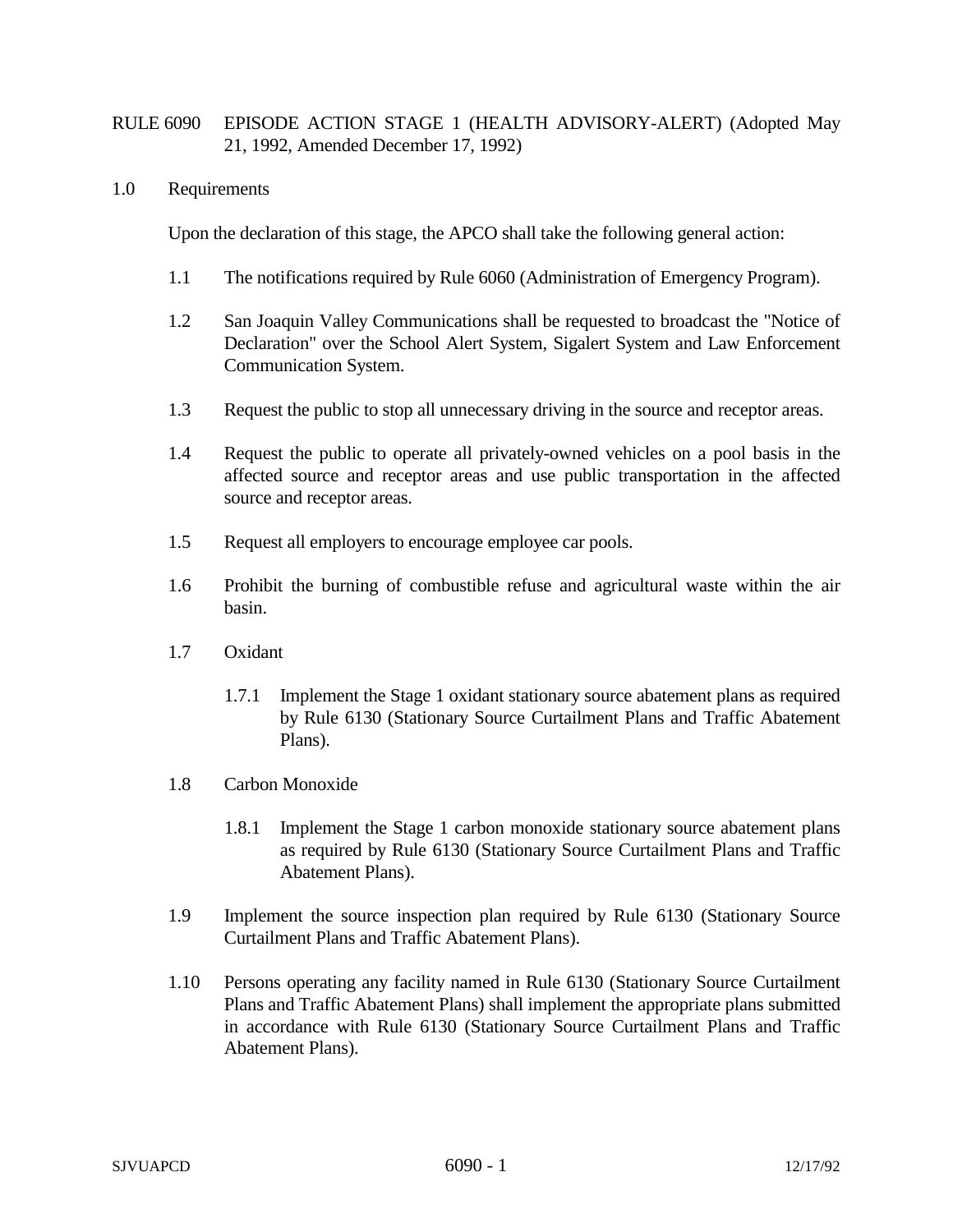# RULE 6090 EPISODE ACTION STAGE 1 (HEALTH ADVISORY-ALERT) (Adopted May 21, 1992, Amended December 17, 1992)

## 1.0 Requirements

Upon the declaration of this stage, the APCO shall take the following general action:

1.1 The notifications required by Rule 6060 (Administration of Emergency Program).

1.2 San Joaquin Valley Communications shall be requested to broadcast the "Notice of Declaration" over the School Alert System, Sigalert System and Law Enforcement Communication System.

1.3 Request the public to stop all unnecessary driving in the source and receptor areas.

1.4 Request the public to operate all privately-owned vehicles on a pool basis in the affected source and receptor areas and use public transportation in the affected source and receptor areas.

1.5 Request all employers to encourage employee car pools.

1.6 Prohibit the burning of combustible refuse and agricultural waste within the air basin.

1.7 Oxidant

1.7.1 Implement the Stage 1 oxidant stationary source abatement plans as required by Rule 6130 (Stationary Source Curtailment Plans and Traffic Abatement Plans).

1.8 Carbon Monoxide

1.8.1 Implement the Stage 1 carbon monoxide stationary source abatement plans as required by Rule 6130 (Stationary Source Curtailment Plans and Traffic Abatement Plans).

1.9 Implement the source inspection plan required by Rule 6130 (Stationary Source Curtailment Plans and Traffic Abatement Plans).

1.10 Persons operating any facility named in Rule 6130 (Stationary Source Curtailment Plans and Traffic Abatement Plans) shall implement the appropriate plans submitted in accordance with Rule 6130 (Stationary Source Curtailment Plans and Traffic Abatement Plans).